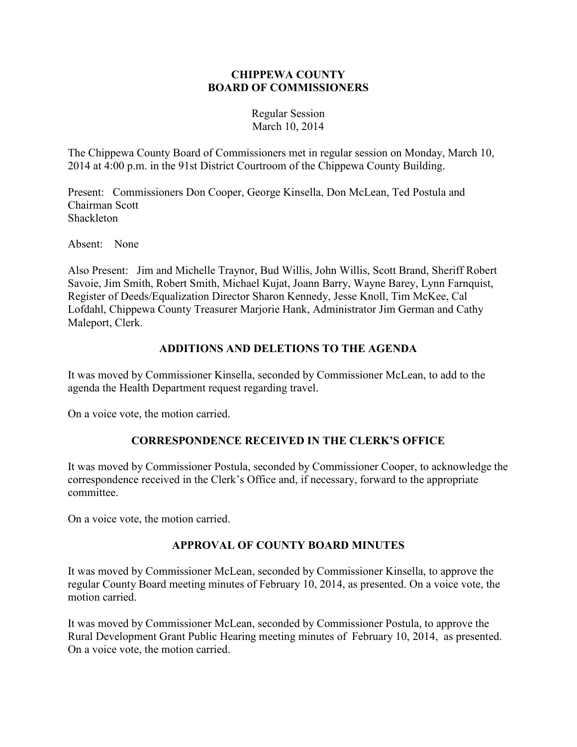# CHIPPEWA COUNTY
# BOARD OF COMMISSIONERS

Regular Session
March 10, 2014

The Chippewa County Board of Commissioners met in regular session on Monday, March 10, 2014 at 4:00 p.m. in the 91st District Courtroom of the Chippewa County Building.

Present: Commissioners Don Cooper, George Kinsella, Don McLean, Ted Postula and Chairman Scott Shackleton

Absent: None

Also Present: Jim and Michelle Traynor, Bud Willis, John Willis, Scott Brand, Sheriff Robert Savoie, Jim Smith, Robert Smith, Michael Kujat, Joann Barry, Wayne Barey, Lynn Farnquist, Register of Deeds/Equalization Director Sharon Kennedy, Jesse Knoll, Tim McKee, Cal Lofdahl, Chippewa County Treasurer Marjorie Hank, Administrator Jim German and Cathy Maleport, Clerk.

## ADDITIONS AND DELETIONS TO THE AGENDA

It was moved by Commissioner Kinsella, seconded by Commissioner McLean, to add to the agenda the Health Department request regarding travel.

On a voice vote, the motion carried.

## CORRESPONDENCE RECEIVED IN THE CLERK'S OFFICE

It was moved by Commissioner Postula, seconded by Commissioner Cooper, to acknowledge the correspondence received in the Clerk's Office and, if necessary, forward to the appropriate committee.

On a voice vote, the motion carried.

## APPROVAL OF COUNTY BOARD MINUTES

It was moved by Commissioner McLean, seconded by Commissioner Kinsella, to approve the regular County Board meeting minutes of February 10, 2014, as presented. On a voice vote, the motion carried.

It was moved by Commissioner McLean, seconded by Commissioner Postula, to approve the Rural Development Grant Public Hearing meeting minutes of February 10, 2014, as presented. On a voice vote, the motion carried.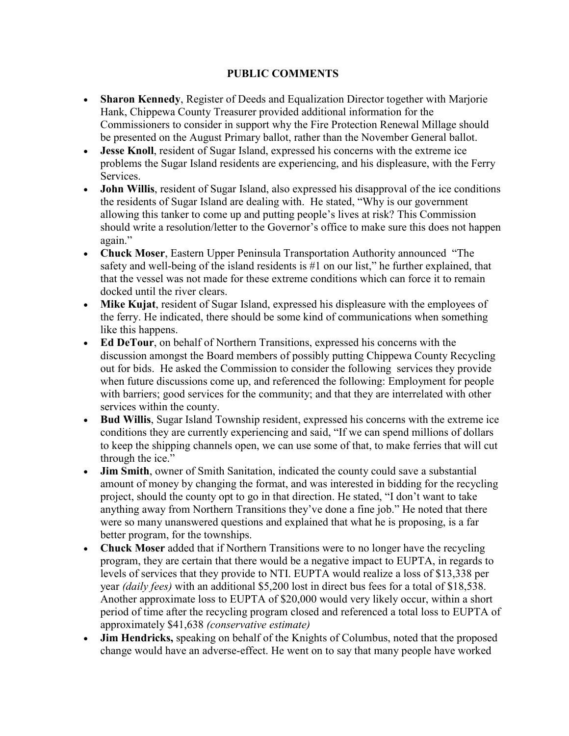## PUBLIC COMMENTS

- **Sharon Kennedy**, Register of Deeds and Equalization Director together with Marjorie Hank, Chippewa County Treasurer provided additional information for the Commissioners to consider in support why the Fire Protection Renewal Millage should be presented on the August Primary ballot, rather than the November General ballot.
- **Jesse Knoll**, resident of Sugar Island, expressed his concerns with the extreme ice problems the Sugar Island residents are experiencing, and his displeasure, with the Ferry Services.
- **John Willis**, resident of Sugar Island, also expressed his disapproval of the ice conditions the residents of Sugar Island are dealing with. He stated, "Why is our government allowing this tanker to come up and putting people's lives at risk? This Commission should write a resolution/letter to the Governor's office to make sure this does not happen again."
- **Chuck Moser**, Eastern Upper Peninsula Transportation Authority announced "The safety and well-being of the island residents is #1 on our list," he further explained, that that the vessel was not made for these extreme conditions which can force it to remain docked until the river clears.
- **Mike Kujat**, resident of Sugar Island, expressed his displeasure with the employees of the ferry. He indicated, there should be some kind of communications when something like this happens.
- **Ed DeTour**, on behalf of Northern Transitions, expressed his concerns with the discussion amongst the Board members of possibly putting Chippewa County Recycling out for bids. He asked the Commission to consider the following services they provide when future discussions come up, and referenced the following: Employment for people with barriers; good services for the community; and that they are interrelated with other services within the county.
- **Bud Willis**, Sugar Island Township resident, expressed his concerns with the extreme ice conditions they are currently experiencing and said, "If we can spend millions of dollars to keep the shipping channels open, we can use some of that, to make ferries that will cut through the ice."
- **Jim Smith**, owner of Smith Sanitation, indicated the county could save a substantial amount of money by changing the format, and was interested in bidding for the recycling project, should the county opt to go in that direction. He stated, "I don't want to take anything away from Northern Transitions they've done a fine job." He noted that there were so many unanswered questions and explained that what he is proposing, is a far better program, for the townships.
- **Chuck Moser** added that if Northern Transitions were to no longer have the recycling program, they are certain that there would be a negative impact to EUPTA, in regards to levels of services that they provide to NTI. EUPTA would realize a loss of $13,338 per year *(daily fees)* with an additional $5,200 lost in direct bus fees for a total of $18,538. Another approximate loss to EUPTA of $20,000 would very likely occur, within a short period of time after the recycling program closed and referenced a total loss to EUPTA of approximately $41,638 *(conservative estimate)*
- **Jim Hendricks,** speaking on behalf of the Knights of Columbus, noted that the proposed change would have an adverse-effect. He went on to say that many people have worked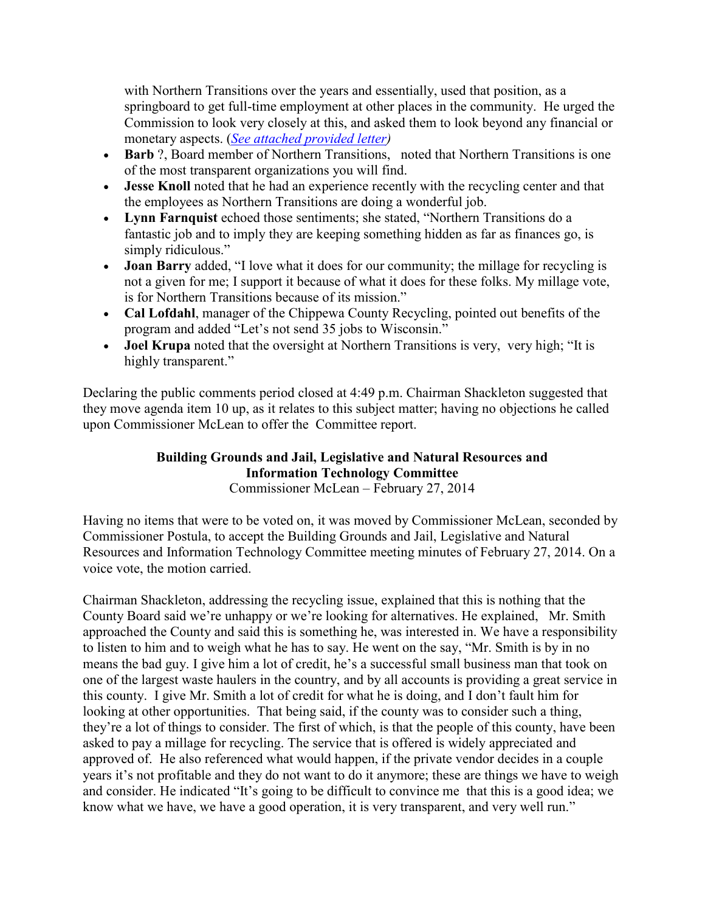with Northern Transitions over the years and essentially, used that position, as a springboard to get full-time employment at other places in the community. He urged the Commission to look very closely at this, and asked them to look beyond any financial or monetary aspects. (*See attached provided letter*)

- **Barb** ?, Board member of Northern Transitions, noted that Northern Transitions is one of the most transparent organizations you will find.
- **Jesse Knoll** noted that he had an experience recently with the recycling center and that the employees as Northern Transitions are doing a wonderful job.
- **Lynn Farnquist** echoed those sentiments; she stated, "Northern Transitions do a fantastic job and to imply they are keeping something hidden as far as finances go, is simply ridiculous."
- **Joan Barry** added, "I love what it does for our community; the millage for recycling is not a given for me; I support it because of what it does for these folks. My millage vote, is for Northern Transitions because of its mission."
- **Cal Lofdahl**, manager of the Chippewa County Recycling, pointed out benefits of the program and added "Let's not send 35 jobs to Wisconsin."
- **Joel Krupa** noted that the oversight at Northern Transitions is very, very high; "It is highly transparent."

Declaring the public comments period closed at 4:49 p.m. Chairman Shackleton suggested that they move agenda item 10 up, as it relates to this subject matter; having no objections he called upon Commissioner McLean to offer the Committee report.

**Building Grounds and Jail, Legislative and Natural Resources and Information Technology Committee**
Commissioner McLean – February 27, 2014

Having no items that were to be voted on, it was moved by Commissioner McLean, seconded by Commissioner Postula, to accept the Building Grounds and Jail, Legislative and Natural Resources and Information Technology Committee meeting minutes of February 27, 2014. On a voice vote, the motion carried.

Chairman Shackleton, addressing the recycling issue, explained that this is nothing that the County Board said we're unhappy or we're looking for alternatives. He explained, Mr. Smith approached the County and said this is something he, was interested in. We have a responsibility to listen to him and to weigh what he has to say. He went on the say, "Mr. Smith is by in no means the bad guy. I give him a lot of credit, he's a successful small business man that took on one of the largest waste haulers in the country, and by all accounts is providing a great service in this county. I give Mr. Smith a lot of credit for what he is doing, and I don't fault him for looking at other opportunities. That being said, if the county was to consider such a thing, they're a lot of things to consider. The first of which, is that the people of this county, have been asked to pay a millage for recycling. The service that is offered is widely appreciated and approved of. He also referenced what would happen, if the private vendor decides in a couple years it's not profitable and they do not want to do it anymore; these are things we have to weigh and consider. He indicated "It's going to be difficult to convince me that this is a good idea; we know what we have, we have a good operation, it is very transparent, and very well run."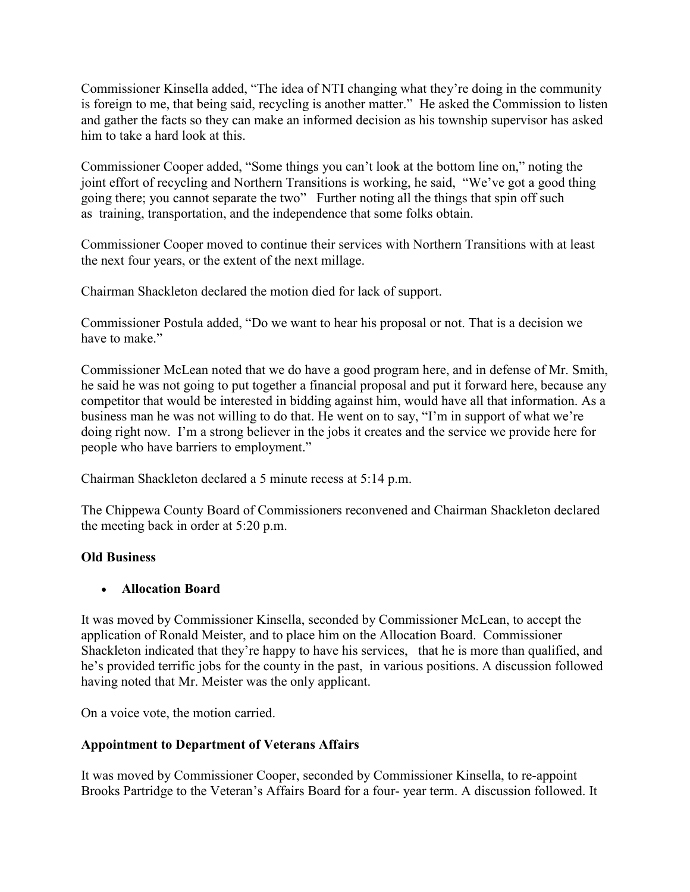Commissioner Kinsella added, "The idea of NTI changing what they're doing in the community is foreign to me, that being said, recycling is another matter." He asked the Commission to listen and gather the facts so they can make an informed decision as his township supervisor has asked him to take a hard look at this.

Commissioner Cooper added, "Some things you can't look at the bottom line on," noting the joint effort of recycling and Northern Transitions is working, he said, "We've got a good thing going there; you cannot separate the two" Further noting all the things that spin off such as training, transportation, and the independence that some folks obtain.

Commissioner Cooper moved to continue their services with Northern Transitions with at least the next four years, or the extent of the next millage.

Chairman Shackleton declared the motion died for lack of support.

Commissioner Postula added, "Do we want to hear his proposal or not. That is a decision we have to make."

Commissioner McLean noted that we do have a good program here, and in defense of Mr. Smith, he said he was not going to put together a financial proposal and put it forward here, because any competitor that would be interested in bidding against him, would have all that information. As a business man he was not willing to do that. He went on to say, "I'm in support of what we're doing right now. I'm a strong believer in the jobs it creates and the service we provide here for people who have barriers to employment."

Chairman Shackleton declared a 5 minute recess at 5:14 p.m.

The Chippewa County Board of Commissioners reconvened and Chairman Shackleton declared the meeting back in order at 5:20 p.m.

**Old Business**

- **Allocation Board**

It was moved by Commissioner Kinsella, seconded by Commissioner McLean, to accept the application of Ronald Meister, and to place him on the Allocation Board. Commissioner Shackleton indicated that they're happy to have his services, that he is more than qualified, and he's provided terrific jobs for the county in the past, in various positions. A discussion followed having noted that Mr. Meister was the only applicant.

On a voice vote, the motion carried.

**Appointment to Department of Veterans Affairs**

It was moved by Commissioner Cooper, seconded by Commissioner Kinsella, to re-appoint Brooks Partridge to the Veteran's Affairs Board for a four- year term. A discussion followed. It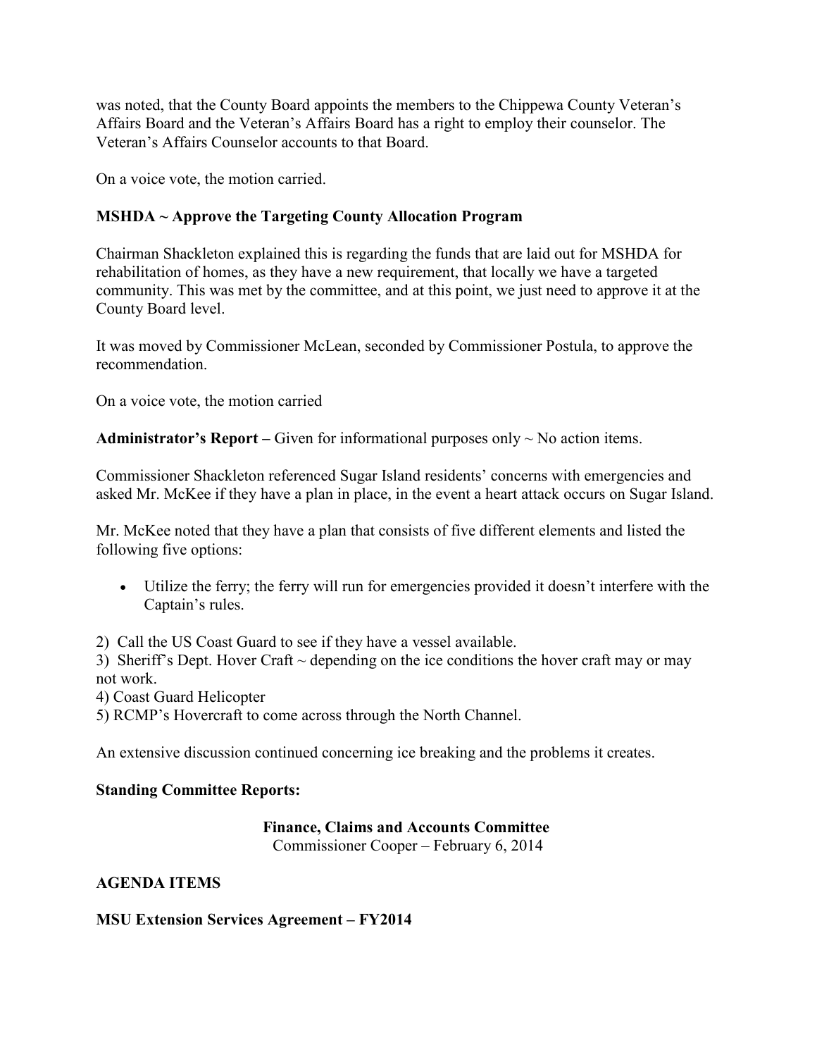was noted, that the County Board appoints the members to the Chippewa County Veteran's Affairs Board and the Veteran's Affairs Board has a right to employ their counselor. The Veteran's Affairs Counselor accounts to that Board.

On a voice vote, the motion carried.

**MSHDA ~ Approve the Targeting County Allocation Program**

Chairman Shackleton explained this is regarding the funds that are laid out for MSHDA for rehabilitation of homes, as they have a new requirement, that locally we have a targeted community. This was met by the committee, and at this point, we just need to approve it at the County Board level.

It was moved by Commissioner McLean, seconded by Commissioner Postula, to approve the recommendation.

On a voice vote, the motion carried

**Administrator's Report –** Given for informational purposes only ~ No action items.

Commissioner Shackleton referenced Sugar Island residents' concerns with emergencies and asked Mr. McKee if they have a plan in place, in the event a heart attack occurs on Sugar Island.

Mr. McKee noted that they have a plan that consists of five different elements and listed the following five options:

- Utilize the ferry; the ferry will run for emergencies provided it doesn't interfere with the Captain's rules.

2) Call the US Coast Guard to see if they have a vessel available.
3) Sheriff's Dept. Hover Craft ~ depending on the ice conditions the hover craft may or may not work.
4) Coast Guard Helicopter
5) RCMP's Hovercraft to come across through the North Channel.

An extensive discussion continued concerning ice breaking and the problems it creates.

**Standing Committee Reports:**

**Finance, Claims and Accounts Committee**
Commissioner Cooper – February 6, 2014

**AGENDA ITEMS**

**MSU Extension Services Agreement – FY2014**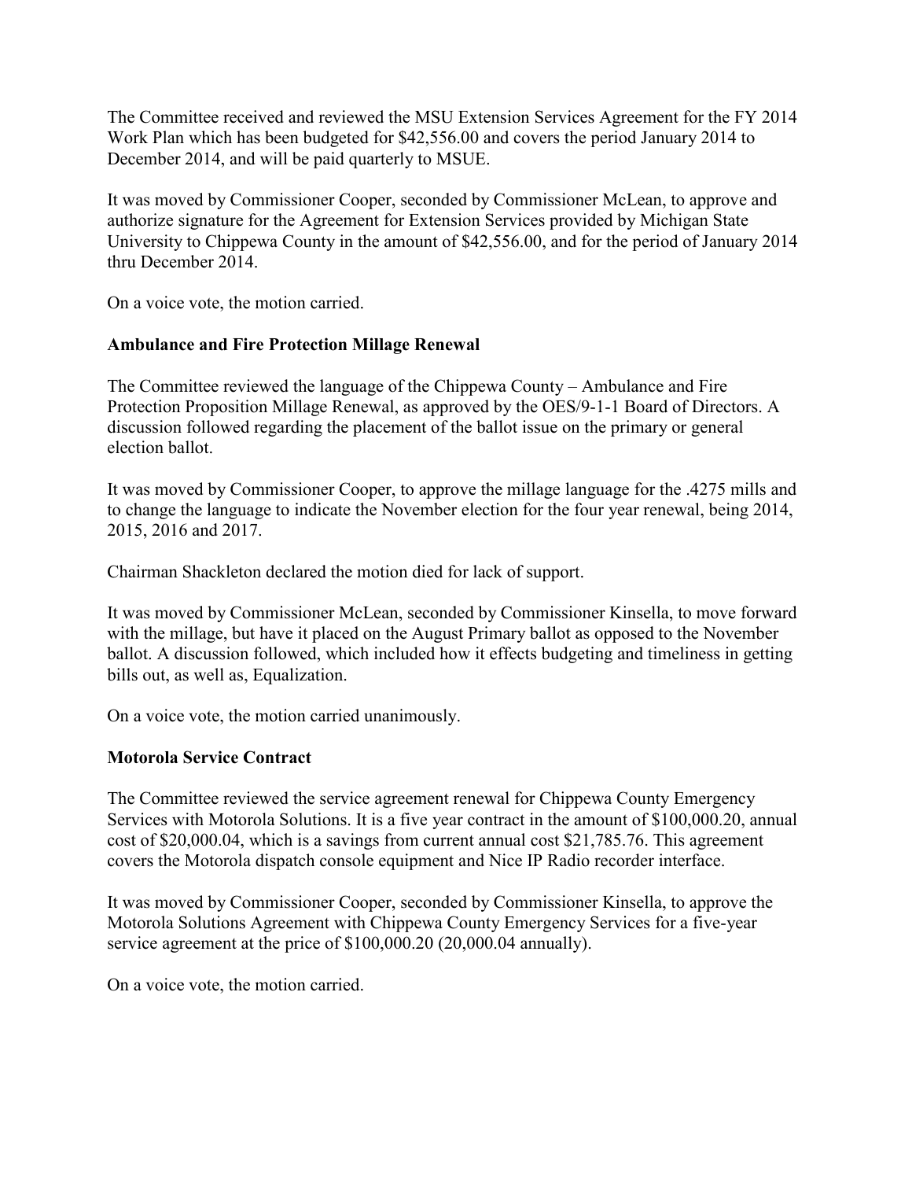The Committee received and reviewed the MSU Extension Services Agreement for the FY 2014 Work Plan which has been budgeted for $42,556.00 and covers the period January 2014 to December 2014, and will be paid quarterly to MSUE.

It was moved by Commissioner Cooper, seconded by Commissioner McLean, to approve and authorize signature for the Agreement for Extension Services provided by Michigan State University to Chippewa County in the amount of $42,556.00, and for the period of January 2014 thru December 2014.

On a voice vote, the motion carried.

**Ambulance and Fire Protection Millage Renewal**

The Committee reviewed the language of the Chippewa County – Ambulance and Fire Protection Proposition Millage Renewal, as approved by the OES/9-1-1 Board of Directors. A discussion followed regarding the placement of the ballot issue on the primary or general election ballot.

It was moved by Commissioner Cooper, to approve the millage language for the .4275 mills and to change the language to indicate the November election for the four year renewal, being 2014, 2015, 2016 and 2017.

Chairman Shackleton declared the motion died for lack of support.

It was moved by Commissioner McLean, seconded by Commissioner Kinsella, to move forward with the millage, but have it placed on the August Primary ballot as opposed to the November ballot. A discussion followed, which included how it effects budgeting and timeliness in getting bills out, as well as, Equalization.

On a voice vote, the motion carried unanimously.

**Motorola Service Contract**

The Committee reviewed the service agreement renewal for Chippewa County Emergency Services with Motorola Solutions. It is a five year contract in the amount of $100,000.20, annual cost of $20,000.04, which is a savings from current annual cost $21,785.76. This agreement covers the Motorola dispatch console equipment and Nice IP Radio recorder interface.

It was moved by Commissioner Cooper, seconded by Commissioner Kinsella, to approve the Motorola Solutions Agreement with Chippewa County Emergency Services for a five-year service agreement at the price of $100,000.20 (20,000.04 annually).

On a voice vote, the motion carried.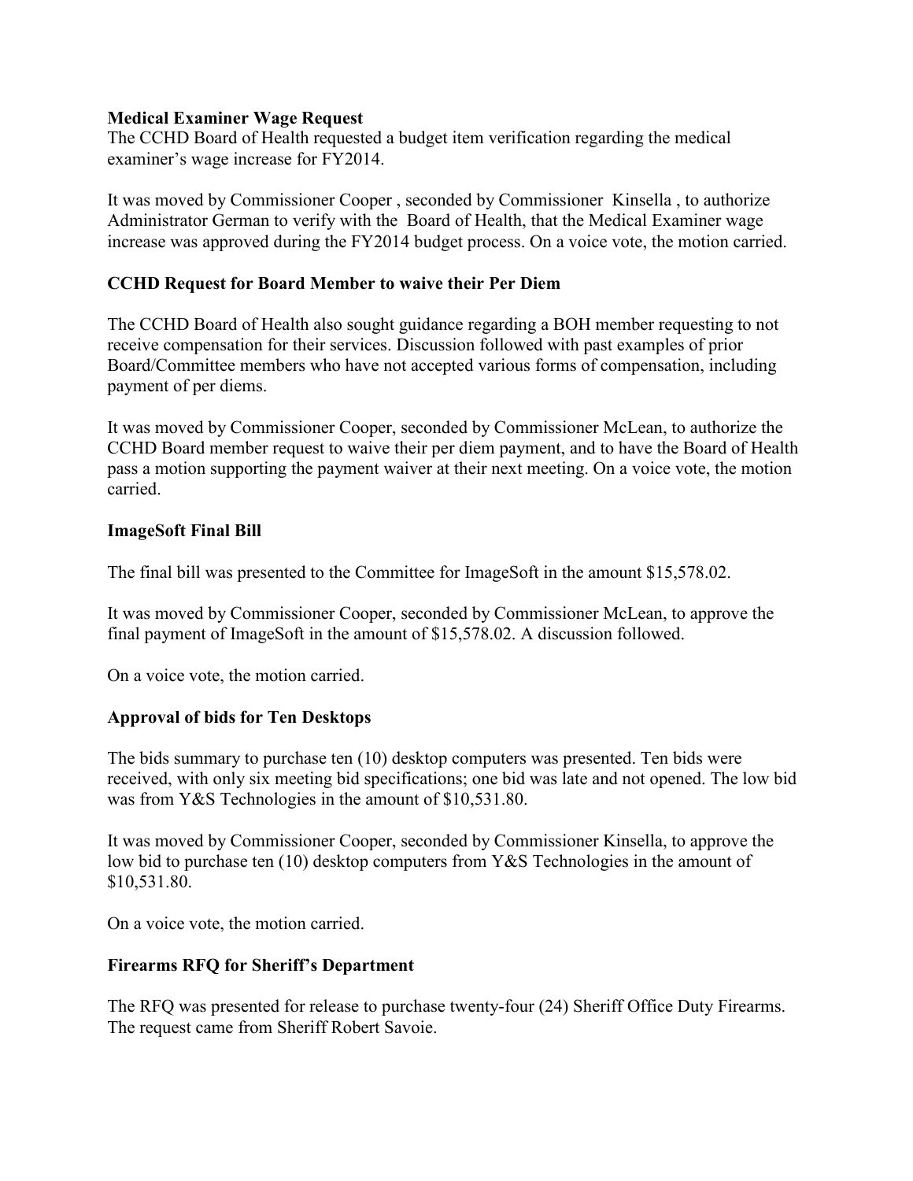**Medical Examiner Wage Request**

The CCHD Board of Health requested a budget item verification regarding the medical examiner's wage increase for FY2014.

It was moved by Commissioner Cooper , seconded by Commissioner Kinsella , to authorize Administrator German to verify with the Board of Health, that the Medical Examiner wage increase was approved during the FY2014 budget process. On a voice vote, the motion carried.

**CCHD Request for Board Member to waive their Per Diem**

The CCHD Board of Health also sought guidance regarding a BOH member requesting to not receive compensation for their services. Discussion followed with past examples of prior Board/Committee members who have not accepted various forms of compensation, including payment of per diems.

It was moved by Commissioner Cooper, seconded by Commissioner McLean, to authorize the CCHD Board member request to waive their per diem payment, and to have the Board of Health pass a motion supporting the payment waiver at their next meeting. On a voice vote, the motion carried.

**ImageSoft Final Bill**

The final bill was presented to the Committee for ImageSoft in the amount $15,578.02.

It was moved by Commissioner Cooper, seconded by Commissioner McLean, to approve the final payment of ImageSoft in the amount of $15,578.02. A discussion followed.

On a voice vote, the motion carried.

**Approval of bids for Ten Desktops**

The bids summary to purchase ten (10) desktop computers was presented. Ten bids were received, with only six meeting bid specifications; one bid was late and not opened. The low bid was from Y&S Technologies in the amount of $10,531.80.

It was moved by Commissioner Cooper, seconded by Commissioner Kinsella, to approve the low bid to purchase ten (10) desktop computers from Y&S Technologies in the amount of $10,531.80.

On a voice vote, the motion carried.

**Firearms RFQ for Sheriff's Department**

The RFQ was presented for release to purchase twenty-four (24) Sheriff Office Duty Firearms. The request came from Sheriff Robert Savoie.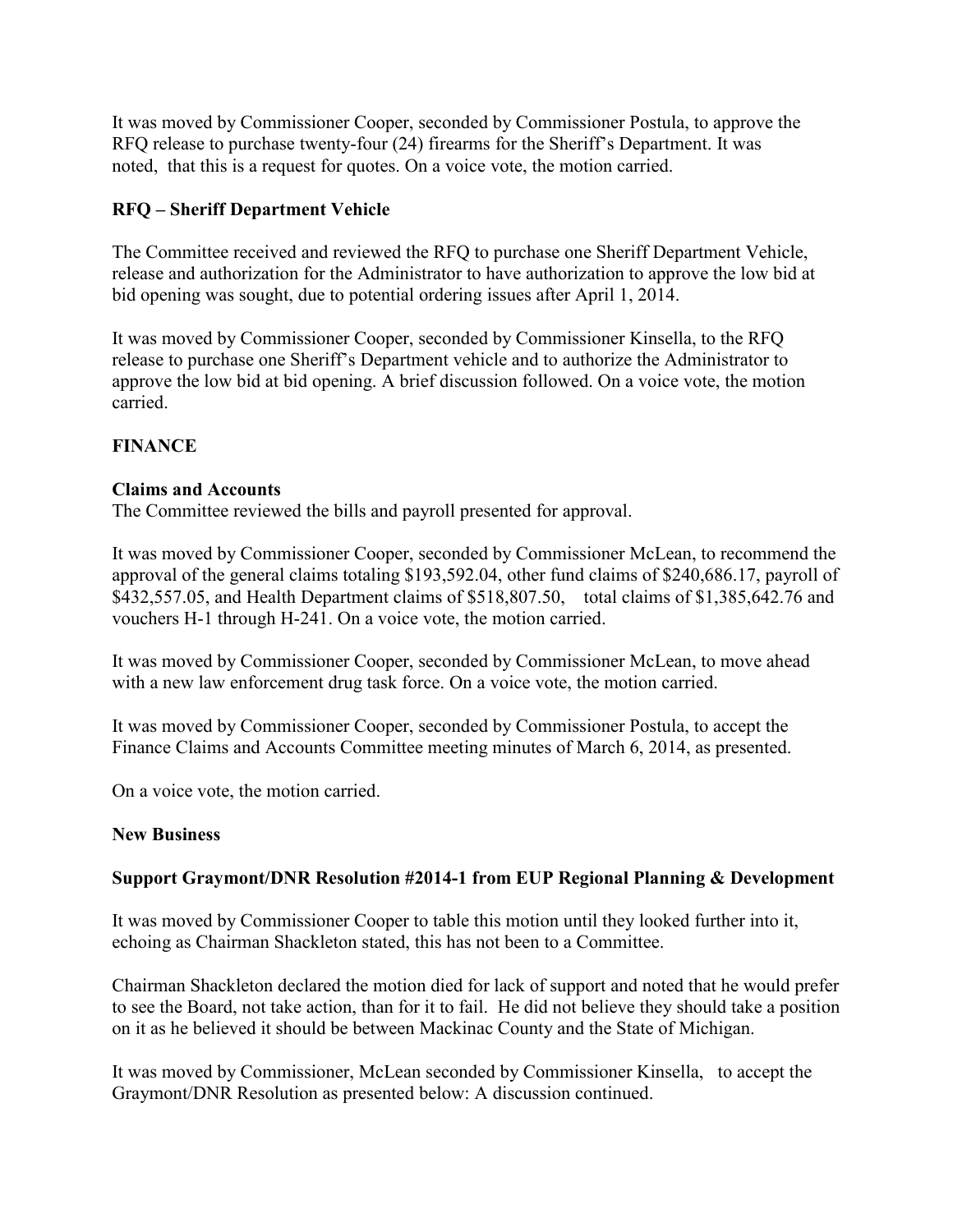It was moved by Commissioner Cooper, seconded by Commissioner Postula, to approve the RFQ release to purchase twenty-four (24) firearms for the Sheriff's Department. It was noted, that this is a request for quotes. On a voice vote, the motion carried.

**RFQ – Sheriff Department Vehicle**

The Committee received and reviewed the RFQ to purchase one Sheriff Department Vehicle, release and authorization for the Administrator to have authorization to approve the low bid at bid opening was sought, due to potential ordering issues after April 1, 2014.

It was moved by Commissioner Cooper, seconded by Commissioner Kinsella, to the RFQ release to purchase one Sheriff's Department vehicle and to authorize the Administrator to approve the low bid at bid opening. A brief discussion followed. On a voice vote, the motion carried.

**FINANCE**

**Claims and Accounts**

The Committee reviewed the bills and payroll presented for approval.

It was moved by Commissioner Cooper, seconded by Commissioner McLean, to recommend the approval of the general claims totaling $193,592.04, other fund claims of $240,686.17, payroll of $432,557.05, and Health Department claims of $518,807.50, total claims of $1,385,642.76 and vouchers H-1 through H-241. On a voice vote, the motion carried.

It was moved by Commissioner Cooper, seconded by Commissioner McLean, to move ahead with a new law enforcement drug task force. On a voice vote, the motion carried.

It was moved by Commissioner Cooper, seconded by Commissioner Postula, to accept the Finance Claims and Accounts Committee meeting minutes of March 6, 2014, as presented.

On a voice vote, the motion carried.

**New Business**

**Support Graymont/DNR Resolution #2014-1 from EUP Regional Planning & Development**

It was moved by Commissioner Cooper to table this motion until they looked further into it, echoing as Chairman Shackleton stated, this has not been to a Committee.

Chairman Shackleton declared the motion died for lack of support and noted that he would prefer to see the Board, not take action, than for it to fail. He did not believe they should take a position on it as he believed it should be between Mackinac County and the State of Michigan.

It was moved by Commissioner, McLean seconded by Commissioner Kinsella, to accept the Graymont/DNR Resolution as presented below: A discussion continued.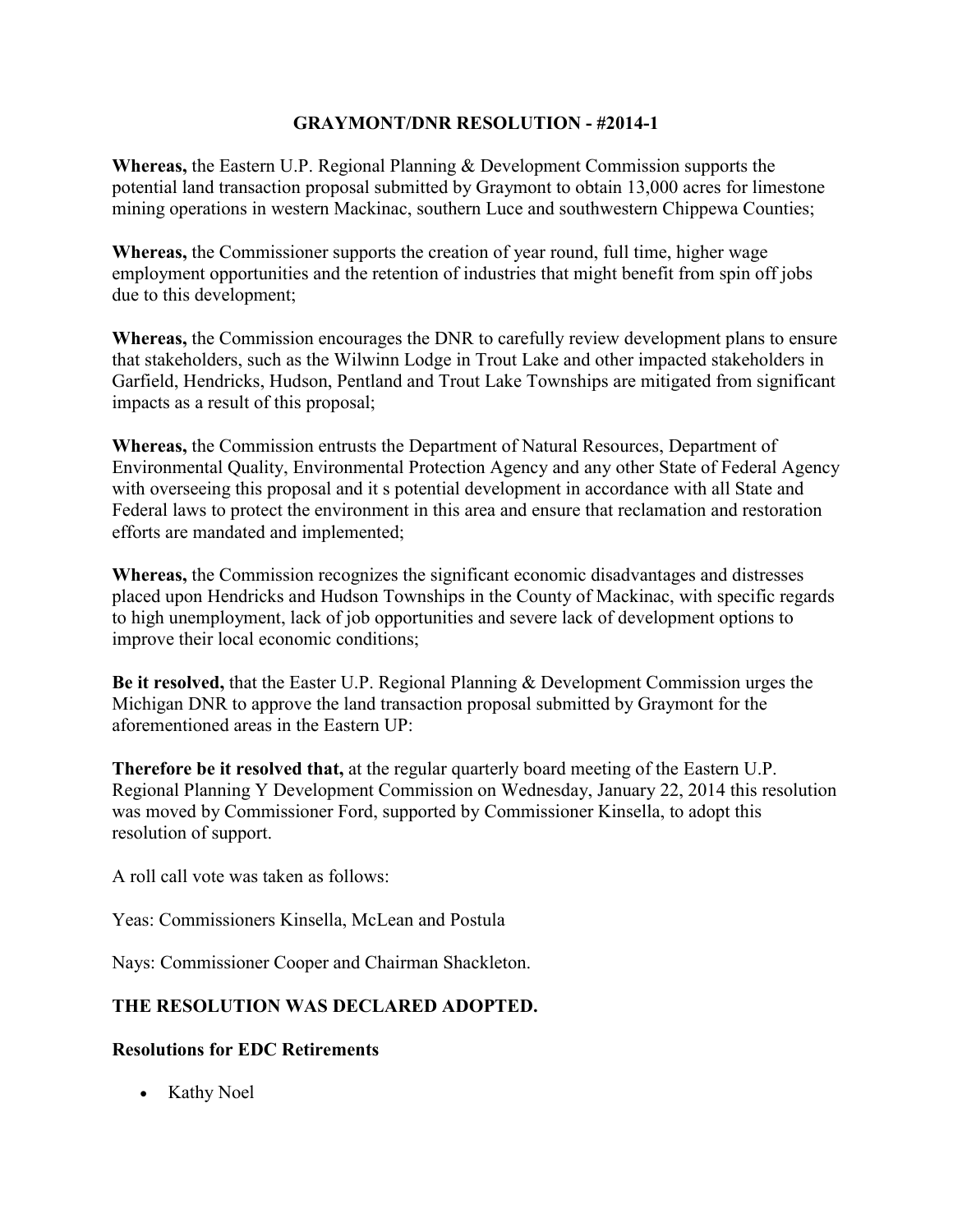## GRAYMONT/DNR RESOLUTION - #2014-1

**Whereas,** the Eastern U.P. Regional Planning & Development Commission supports the potential land transaction proposal submitted by Graymont to obtain 13,000 acres for limestone mining operations in western Mackinac, southern Luce and southwestern Chippewa Counties;

**Whereas,** the Commissioner supports the creation of year round, full time, higher wage employment opportunities and the retention of industries that might benefit from spin off jobs due to this development;

**Whereas,** the Commission encourages the DNR to carefully review development plans to ensure that stakeholders, such as the Wilwinn Lodge in Trout Lake and other impacted stakeholders in Garfield, Hendricks, Hudson, Pentland and Trout Lake Townships are mitigated from significant impacts as a result of this proposal;

**Whereas,** the Commission entrusts the Department of Natural Resources, Department of Environmental Quality, Environmental Protection Agency and any other State of Federal Agency with overseeing this proposal and it s potential development in accordance with all State and Federal laws to protect the environment in this area and ensure that reclamation and restoration efforts are mandated and implemented;

**Whereas,** the Commission recognizes the significant economic disadvantages and distresses placed upon Hendricks and Hudson Townships in the County of Mackinac, with specific regards to high unemployment, lack of job opportunities and severe lack of development options to improve their local economic conditions;

**Be it resolved,** that the Easter U.P. Regional Planning & Development Commission urges the Michigan DNR to approve the land transaction proposal submitted by Graymont for the aforementioned areas in the Eastern UP:

**Therefore be it resolved that,** at the regular quarterly board meeting of the Eastern U.P. Regional Planning Y Development Commission on Wednesday, January 22, 2014 this resolution was moved by Commissioner Ford, supported by Commissioner Kinsella, to adopt this resolution of support.

A roll call vote was taken as follows:

Yeas: Commissioners Kinsella, McLean and Postula

Nays: Commissioner Cooper and Chairman Shackleton.

**THE RESOLUTION WAS DECLARED ADOPTED.**

**Resolutions for EDC Retirements**

- Kathy Noel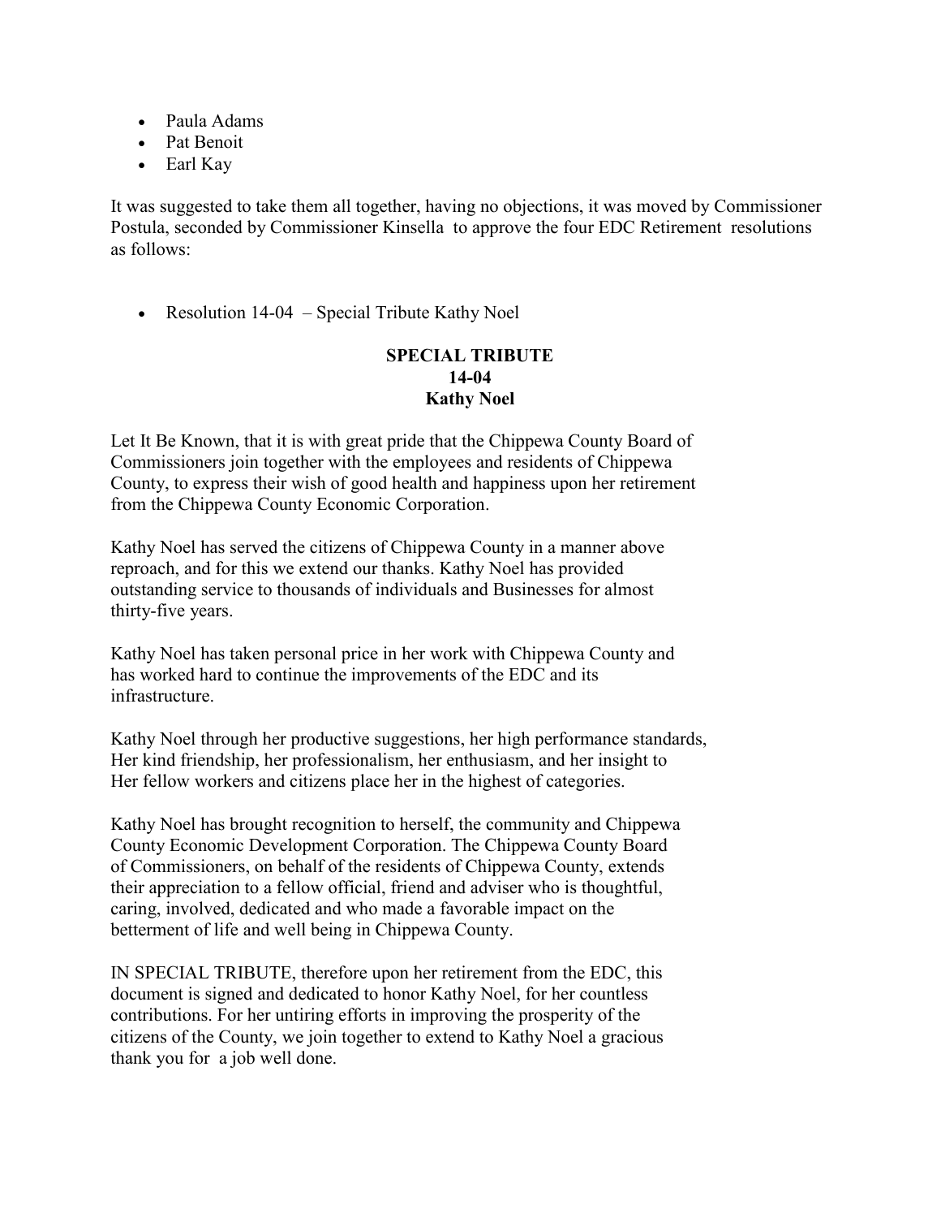- Paula Adams
- Pat Benoit
- Earl Kay

It was suggested to take them all together, having no objections, it was moved by Commissioner Postula, seconded by Commissioner Kinsella to approve the four EDC Retirement resolutions as follows:

- Resolution 14-04 – Special Tribute Kathy Noel

**SPECIAL TRIBUTE**
**14-04**
**Kathy Noel**

Let It Be Known, that it is with great pride that the Chippewa County Board of Commissioners join together with the employees and residents of Chippewa County, to express their wish of good health and happiness upon her retirement from the Chippewa County Economic Corporation.

Kathy Noel has served the citizens of Chippewa County in a manner above reproach, and for this we extend our thanks. Kathy Noel has provided outstanding service to thousands of individuals and Businesses for almost thirty-five years.

Kathy Noel has taken personal price in her work with Chippewa County and has worked hard to continue the improvements of the EDC and its infrastructure.

Kathy Noel through her productive suggestions, her high performance standards, Her kind friendship, her professionalism, her enthusiasm, and her insight to Her fellow workers and citizens place her in the highest of categories.

Kathy Noel has brought recognition to herself, the community and Chippewa County Economic Development Corporation. The Chippewa County Board of Commissioners, on behalf of the residents of Chippewa County, extends their appreciation to a fellow official, friend and adviser who is thoughtful, caring, involved, dedicated and who made a favorable impact on the betterment of life and well being in Chippewa County.

IN SPECIAL TRIBUTE, therefore upon her retirement from the EDC, this document is signed and dedicated to honor Kathy Noel, for her countless contributions. For her untiring efforts in improving the prosperity of the citizens of the County, we join together to extend to Kathy Noel a gracious thank you for a job well done.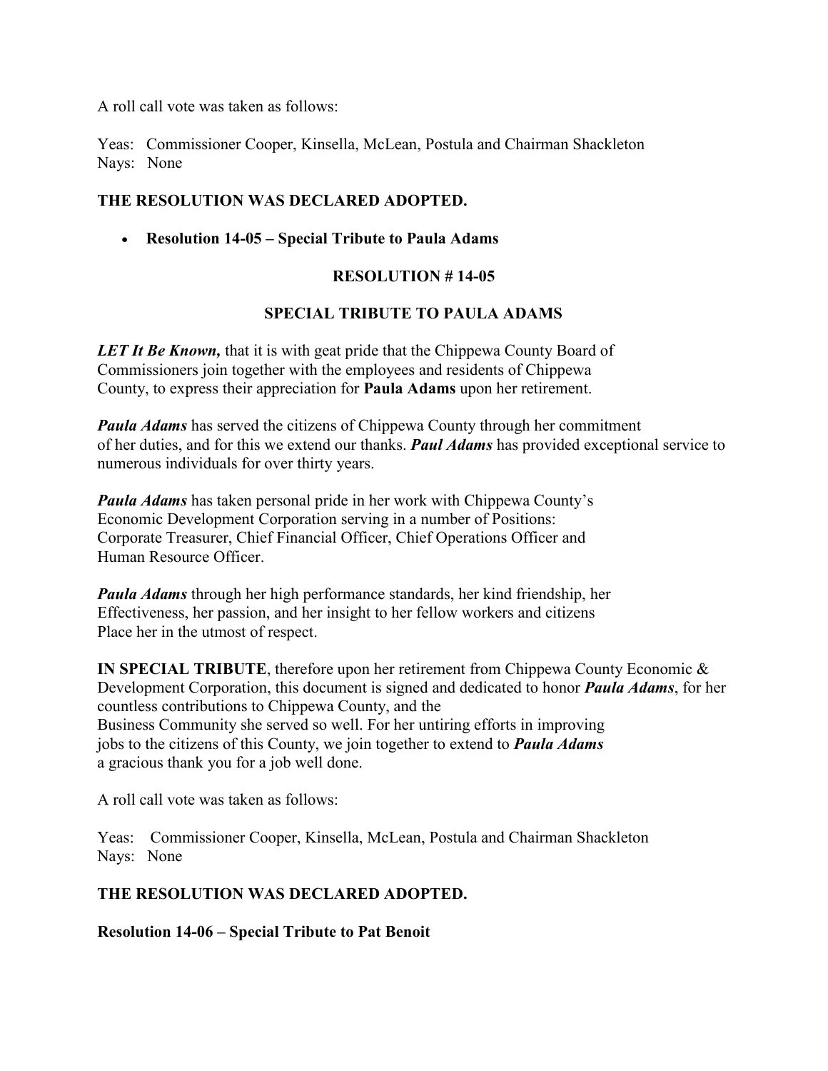A roll call vote was taken as follows:

Yeas: Commissioner Cooper, Kinsella, McLean, Postula and Chairman Shackleton
Nays: None

**THE RESOLUTION WAS DECLARED ADOPTED.**

- **Resolution 14-05 – Special Tribute to Paula Adams**

**RESOLUTION # 14-05**

**SPECIAL TRIBUTE TO PAULA ADAMS**

***LET It Be Known,*** that it is with geat pride that the Chippewa County Board of Commissioners join together with the employees and residents of Chippewa County, to express their appreciation for **Paula Adams** upon her retirement.

***Paula Adams*** has served the citizens of Chippewa County through her commitment of her duties, and for this we extend our thanks. ***Paul Adams*** has provided exceptional service to numerous individuals for over thirty years.

***Paula Adams*** has taken personal pride in her work with Chippewa County's Economic Development Corporation serving in a number of Positions: Corporate Treasurer, Chief Financial Officer, Chief Operations Officer and Human Resource Officer.

***Paula Adams*** through her high performance standards, her kind friendship, her Effectiveness, her passion, and her insight to her fellow workers and citizens Place her in the utmost of respect.

**IN SPECIAL TRIBUTE**, therefore upon her retirement from Chippewa County Economic & Development Corporation, this document is signed and dedicated to honor ***Paula Adams***, for her countless contributions to Chippewa County, and the Business Community she served so well. For her untiring efforts in improving jobs to the citizens of this County, we join together to extend to ***Paula Adams*** a gracious thank you for a job well done.

A roll call vote was taken as follows:

Yeas: Commissioner Cooper, Kinsella, McLean, Postula and Chairman Shackleton
Nays: None

**THE RESOLUTION WAS DECLARED ADOPTED.**

**Resolution 14-06 – Special Tribute to Pat Benoit**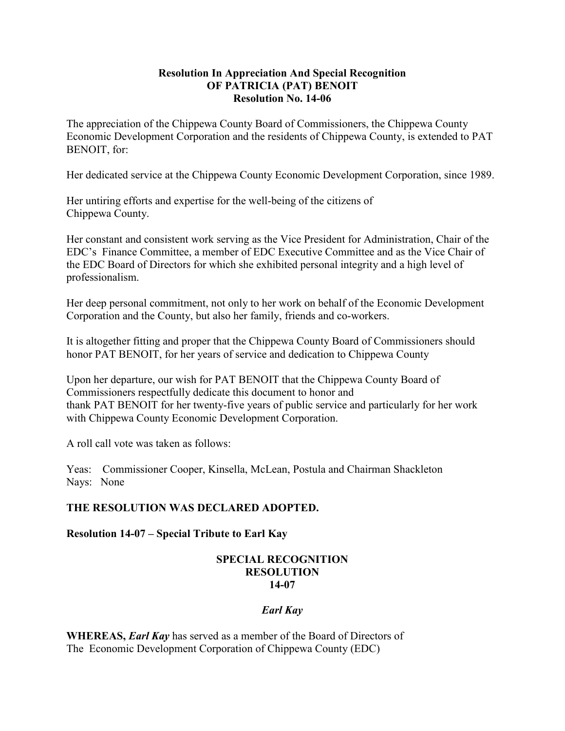**Resolution In Appreciation And Special Recognition**
**OF PATRICIA (PAT) BENOIT**
**Resolution No. 14-06**

The appreciation of the Chippewa County Board of Commissioners, the Chippewa County Economic Development Corporation and the residents of Chippewa County, is extended to PAT BENOIT, for:

Her dedicated service at the Chippewa County Economic Development Corporation, since 1989.

Her untiring efforts and expertise for the well-being of the citizens of Chippewa County.

Her constant and consistent work serving as the Vice President for Administration, Chair of the EDC's Finance Committee, a member of EDC Executive Committee and as the Vice Chair of the EDC Board of Directors for which she exhibited personal integrity and a high level of professionalism.

Her deep personal commitment, not only to her work on behalf of the Economic Development Corporation and the County, but also her family, friends and co-workers.

It is altogether fitting and proper that the Chippewa County Board of Commissioners should honor PAT BENOIT, for her years of service and dedication to Chippewa County

Upon her departure, our wish for PAT BENOIT that the Chippewa County Board of Commissioners respectfully dedicate this document to honor and thank PAT BENOIT for her twenty-five years of public service and particularly for her work with Chippewa County Economic Development Corporation.

A roll call vote was taken as follows:

Yeas: Commissioner Cooper, Kinsella, McLean, Postula and Chairman Shackleton
Nays: None

**THE RESOLUTION WAS DECLARED ADOPTED.**

**Resolution 14-07 – Special Tribute to Earl Kay**

**SPECIAL RECOGNITION**
**RESOLUTION**
**14-07**

***Earl Kay***

**WHEREAS,** ***Earl Kay*** has served as a member of the Board of Directors of The Economic Development Corporation of Chippewa County (EDC)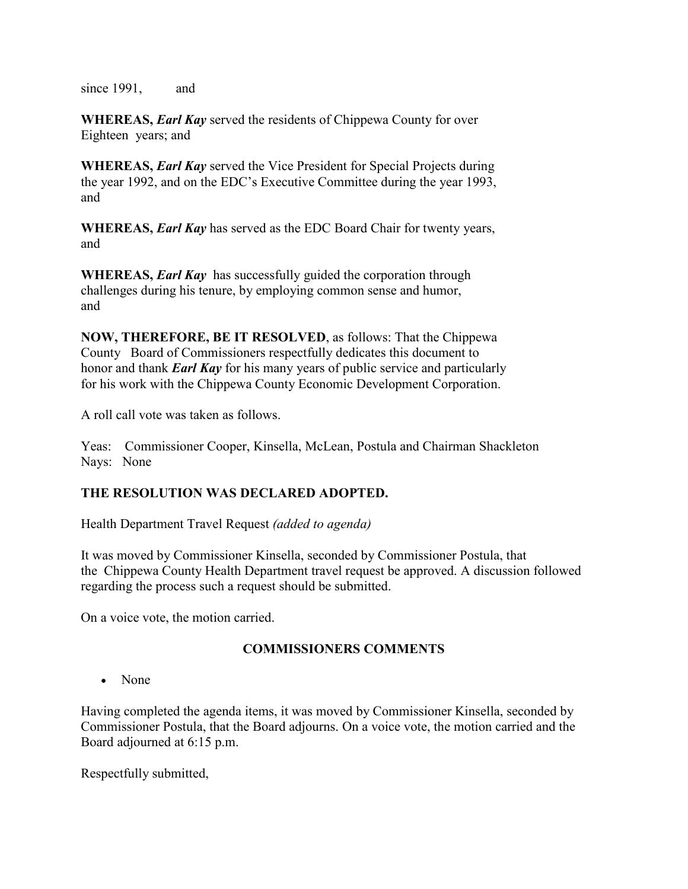since 1991, and

**WHEREAS,** ***Earl Kay*** served the residents of Chippewa County for over Eighteen years; and

**WHEREAS,** ***Earl Kay*** served the Vice President for Special Projects during the year 1992, and on the EDC's Executive Committee during the year 1993, and

**WHEREAS,** ***Earl Kay*** has served as the EDC Board Chair for twenty years, and

**WHEREAS,** ***Earl Kay*** has successfully guided the corporation through challenges during his tenure, by employing common sense and humor, and

**NOW, THEREFORE, BE IT RESOLVED**, as follows: That the Chippewa County Board of Commissioners respectfully dedicates this document to honor and thank ***Earl Kay*** for his many years of public service and particularly for his work with the Chippewa County Economic Development Corporation.

A roll call vote was taken as follows.

Yeas: Commissioner Cooper, Kinsella, McLean, Postula and Chairman Shackleton
Nays: None

**THE RESOLUTION WAS DECLARED ADOPTED.**

Health Department Travel Request *(added to agenda)*

It was moved by Commissioner Kinsella, seconded by Commissioner Postula, that the Chippewa County Health Department travel request be approved. A discussion followed regarding the process such a request should be submitted.

On a voice vote, the motion carried.

## COMMISSIONERS COMMENTS

- None

Having completed the agenda items, it was moved by Commissioner Kinsella, seconded by Commissioner Postula, that the Board adjourns. On a voice vote, the motion carried and the Board adjourned at 6:15 p.m.

Respectfully submitted,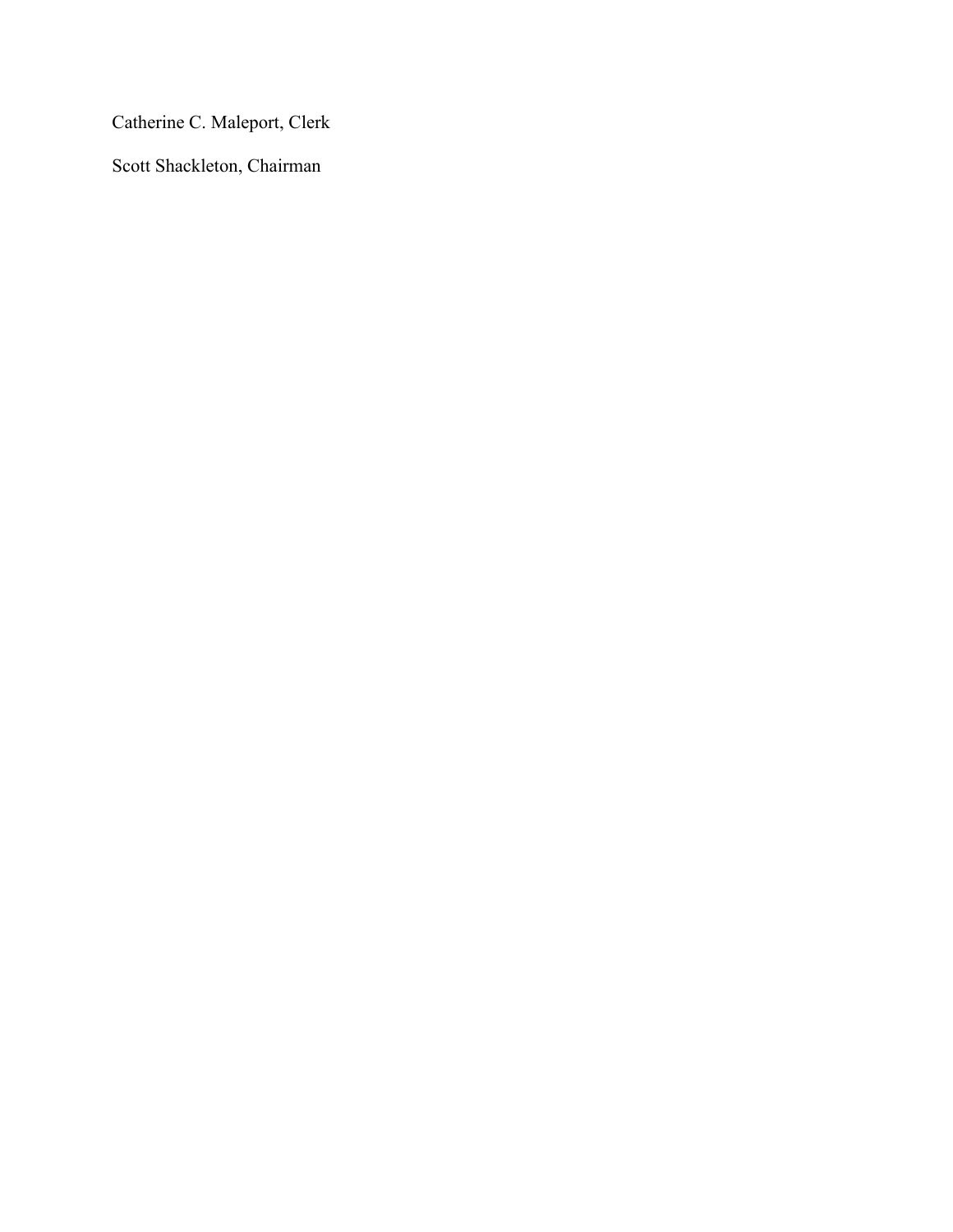Catherine C. Maleport, Clerk

Scott Shackleton, Chairman